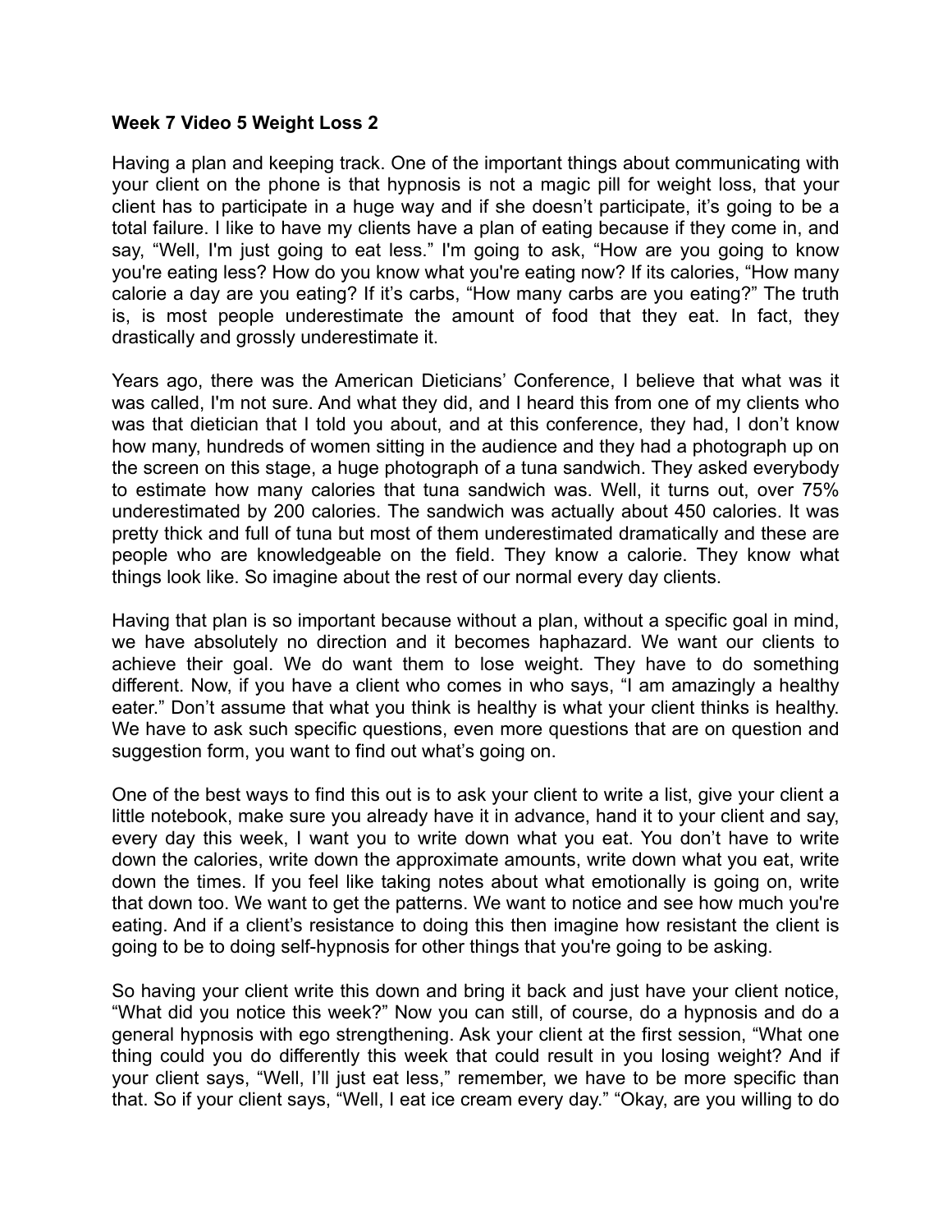**Week 7 Video 5 Weight Loss 2**

Having a plan and keeping track. One of the important things about communicating with your client on the phone is that hypnosis is not a magic pill for weight loss, that your client has to participate in a huge way and if she doesn't participate, it's going to be a total failure. I like to have my clients have a plan of eating because if they come in, and say, "Well, I'm just going to eat less." I'm going to ask, "How are you going to know you're eating less? How do you know what you're eating now? If its calories, "How many calorie a day are you eating? If it's carbs, "How many carbs are you eating?" The truth is, is most people underestimate the amount of food that they eat. In fact, they drastically and grossly underestimate it.

Years ago, there was the American Dieticians' Conference, I believe that what was it was called, I'm not sure. And what they did, and I heard this from one of my clients who was that dietician that I told you about, and at this conference, they had, I don't know how many, hundreds of women sitting in the audience and they had a photograph up on the screen on this stage, a huge photograph of a tuna sandwich. They asked everybody to estimate how many calories that tuna sandwich was. Well, it turns out, over 75% underestimated by 200 calories. The sandwich was actually about 450 calories. It was pretty thick and full of tuna but most of them underestimated dramatically and these are people who are knowledgeable on the field. They know a calorie. They know what things look like. So imagine about the rest of our normal every day clients.

Having that plan is so important because without a plan, without a specific goal in mind, we have absolutely no direction and it becomes haphazard. We want our clients to achieve their goal. We do want them to lose weight. They have to do something different. Now, if you have a client who comes in who says, "I am amazingly a healthy eater." Don't assume that what you think is healthy is what your client thinks is healthy. We have to ask such specific questions, even more questions that are on question and suggestion form, you want to find out what's going on.

One of the best ways to find this out is to ask your client to write a list, give your client a little notebook, make sure you already have it in advance, hand it to your client and say, every day this week, I want you to write down what you eat. You don't have to write down the calories, write down the approximate amounts, write down what you eat, write down the times. If you feel like taking notes about what emotionally is going on, write that down too. We want to get the patterns. We want to notice and see how much you're eating. And if a client's resistance to doing this then imagine how resistant the client is going to be to doing self-hypnosis for other things that you're going to be asking.

So having your client write this down and bring it back and just have your client notice, "What did you notice this week?" Now you can still, of course, do a hypnosis and do a general hypnosis with ego strengthening. Ask your client at the first session, "What one thing could you do differently this week that could result in you losing weight? And if your client says, "Well, I'll just eat less," remember, we have to be more specific than that. So if your client says, "Well, I eat ice cream every day." "Okay, are you willing to do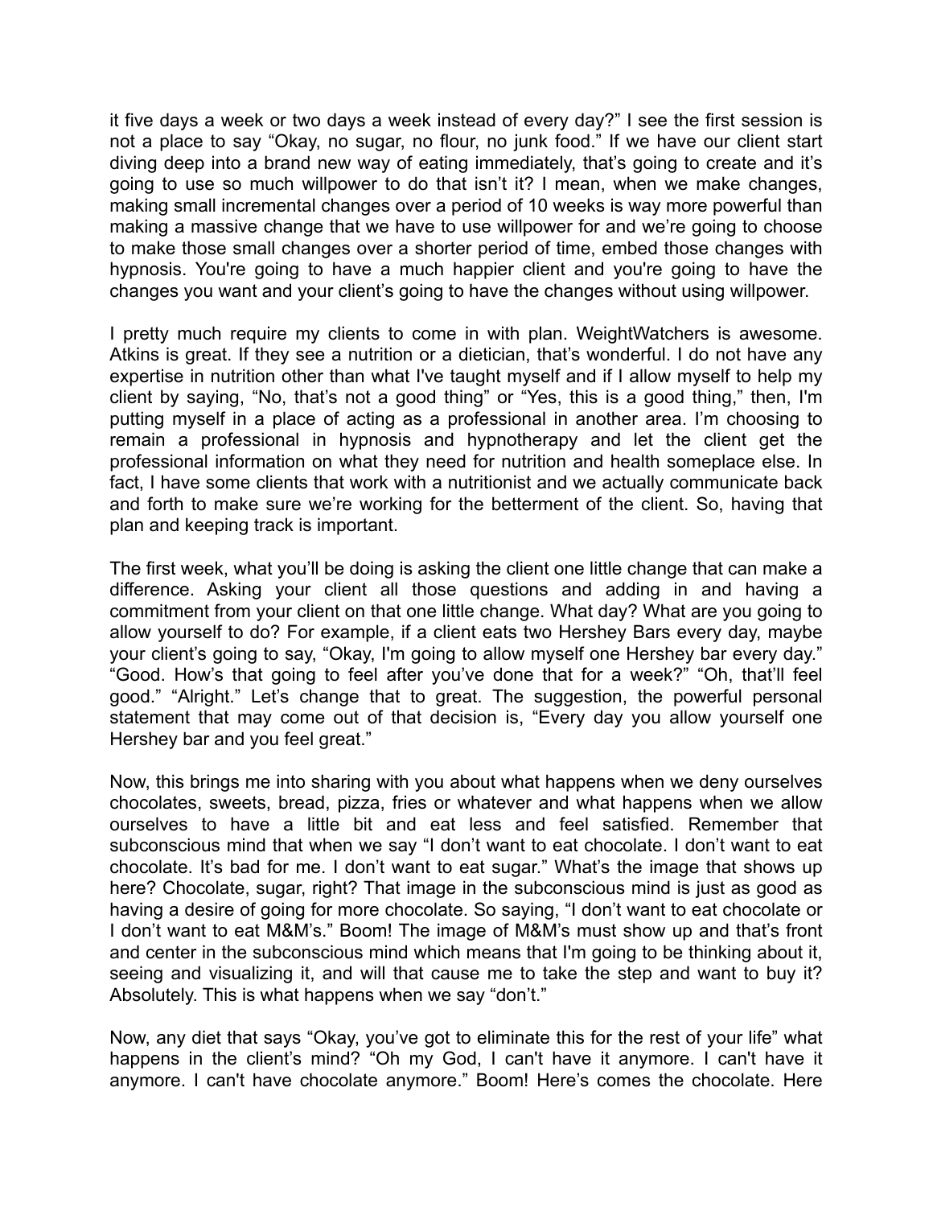it five days a week or two days a week instead of every day?" I see the first session is not a place to say "Okay, no sugar, no flour, no junk food." If we have our client start diving deep into a brand new way of eating immediately, that's going to create and it's going to use so much willpower to do that isn't it? I mean, when we make changes, making small incremental changes over a period of 10 weeks is way more powerful than making a massive change that we have to use willpower for and we're going to choose to make those small changes over a shorter period of time, embed those changes with hypnosis. You're going to have a much happier client and you're going to have the changes you want and your client's going to have the changes without using willpower.

I pretty much require my clients to come in with plan. WeightWatchers is awesome. Atkins is great. If they see a nutrition or a dietician, that's wonderful. I do not have any expertise in nutrition other than what I've taught myself and if I allow myself to help my client by saying, "No, that's not a good thing" or "Yes, this is a good thing," then, I'm putting myself in a place of acting as a professional in another area. I'm choosing to remain a professional in hypnosis and hypnotherapy and let the client get the professional information on what they need for nutrition and health someplace else. In fact, I have some clients that work with a nutritionist and we actually communicate back and forth to make sure we're working for the betterment of the client. So, having that plan and keeping track is important.

The first week, what you'll be doing is asking the client one little change that can make a difference. Asking your client all those questions and adding in and having a commitment from your client on that one little change. What day? What are you going to allow yourself to do? For example, if a client eats two Hershey Bars every day, maybe your client's going to say, "Okay, I'm going to allow myself one Hershey bar every day." "Good. How's that going to feel after you've done that for a week?" "Oh, that'll feel good." "Alright." Let's change that to great. The suggestion, the powerful personal statement that may come out of that decision is, "Every day you allow yourself one Hershey bar and you feel great."

Now, this brings me into sharing with you about what happens when we deny ourselves chocolates, sweets, bread, pizza, fries or whatever and what happens when we allow ourselves to have a little bit and eat less and feel satisfied. Remember that subconscious mind that when we say "I don't want to eat chocolate. I don't want to eat chocolate. It's bad for me. I don't want to eat sugar." What's the image that shows up here? Chocolate, sugar, right? That image in the subconscious mind is just as good as having a desire of going for more chocolate. So saying, "I don't want to eat chocolate or I don't want to eat M&M's." Boom! The image of M&M's must show up and that's front and center in the subconscious mind which means that I'm going to be thinking about it, seeing and visualizing it, and will that cause me to take the step and want to buy it? Absolutely. This is what happens when we say "don't."

Now, any diet that says "Okay, you've got to eliminate this for the rest of your life" what happens in the client's mind? "Oh my God, I can't have it anymore. I can't have it anymore. I can't have chocolate anymore." Boom! Here's comes the chocolate. Here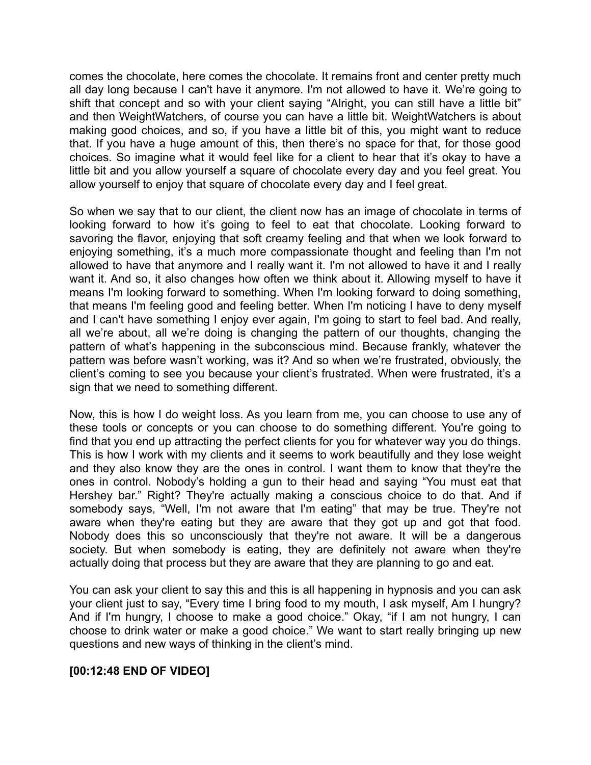comes the chocolate, here comes the chocolate. It remains front and center pretty much all day long because I can't have it anymore. I'm not allowed to have it. We're going to shift that concept and so with your client saying "Alright, you can still have a little bit" and then WeightWatchers, of course you can have a little bit. WeightWatchers is about making good choices, and so, if you have a little bit of this, you might want to reduce that. If you have a huge amount of this, then there's no space for that, for those good choices. So imagine what it would feel like for a client to hear that it's okay to have a little bit and you allow yourself a square of chocolate every day and you feel great. You allow yourself to enjoy that square of chocolate every day and I feel great.

So when we say that to our client, the client now has an image of chocolate in terms of looking forward to how it's going to feel to eat that chocolate. Looking forward to savoring the flavor, enjoying that soft creamy feeling and that when we look forward to enjoying something, it's a much more compassionate thought and feeling than I'm not allowed to have that anymore and I really want it. I'm not allowed to have it and I really want it. And so, it also changes how often we think about it. Allowing myself to have it means I'm looking forward to something. When I'm looking forward to doing something, that means I'm feeling good and feeling better. When I'm noticing I have to deny myself and I can't have something I enjoy ever again, I'm going to start to feel bad. And really, all we're about, all we're doing is changing the pattern of our thoughts, changing the pattern of what's happening in the subconscious mind. Because frankly, whatever the pattern was before wasn't working, was it? And so when we're frustrated, obviously, the client's coming to see you because your client's frustrated. When were frustrated, it's a sign that we need to something different.

Now, this is how I do weight loss. As you learn from me, you can choose to use any of these tools or concepts or you can choose to do something different. You're going to find that you end up attracting the perfect clients for you for whatever way you do things. This is how I work with my clients and it seems to work beautifully and they lose weight and they also know they are the ones in control. I want them to know that they're the ones in control. Nobody's holding a gun to their head and saying "You must eat that Hershey bar." Right? They're actually making a conscious choice to do that. And if somebody says, "Well, I'm not aware that I'm eating" that may be true. They're not aware when they're eating but they are aware that they got up and got that food. Nobody does this so unconsciously that they're not aware. It will be a dangerous society. But when somebody is eating, they are definitely not aware when they're actually doing that process but they are aware that they are planning to go and eat.

You can ask your client to say this and this is all happening in hypnosis and you can ask your client just to say, "Every time I bring food to my mouth, I ask myself, Am I hungry? And if I'm hungry, I choose to make a good choice." Okay, "if I am not hungry, I can choose to drink water or make a good choice." We want to start really bringing up new questions and new ways of thinking in the client's mind.

**[00:12:48 END OF VIDEO]**